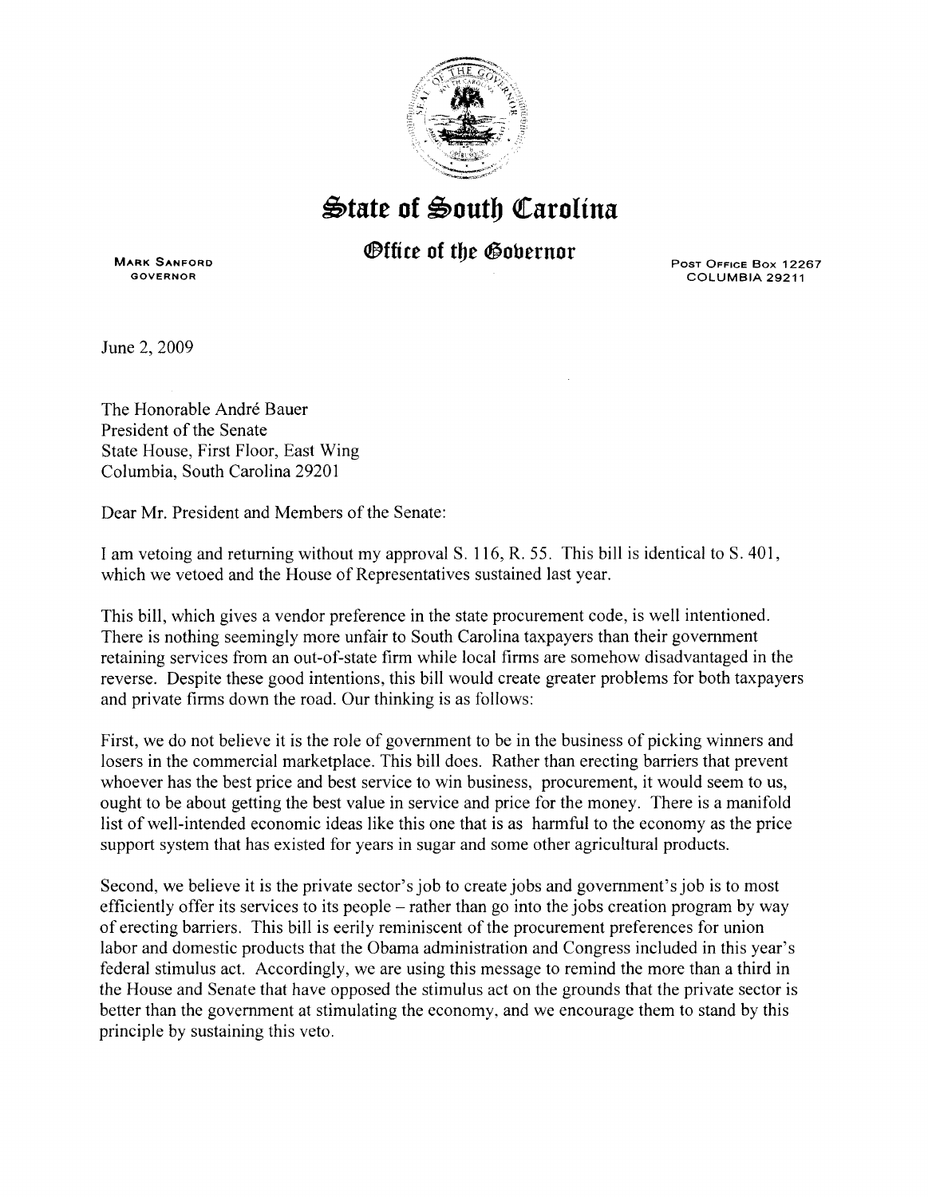# State of South Carolina

## Office of the Governor

MARK SANFORD
GOVERNOR

POST OFFICE BOX 12267
COLUMBIA 29211

June 2, 2009

The Honorable André Bauer
President of the Senate
State House, First Floor, East Wing
Columbia, South Carolina 29201

Dear Mr. President and Members of the Senate:

I am vetoing and returning without my approval S. 116, R. 55. This bill is identical to S. 401, which we vetoed and the House of Representatives sustained last year.

This bill, which gives a vendor preference in the state procurement code, is well intentioned. There is nothing seemingly more unfair to South Carolina taxpayers than their government retaining services from an out-of-state firm while local firms are somehow disadvantaged in the reverse. Despite these good intentions, this bill would create greater problems for both taxpayers and private firms down the road. Our thinking is as follows:

First, we do not believe it is the role of government to be in the business of picking winners and losers in the commercial marketplace. This bill does. Rather than erecting barriers that prevent whoever has the best price and best service to win business, procurement, it would seem to us, ought to be about getting the best value in service and price for the money. There is a manifold list of well-intended economic ideas like this one that is as harmful to the economy as the price support system that has existed for years in sugar and some other agricultural products.

Second, we believe it is the private sector's job to create jobs and government's job is to most efficiently offer its services to its people – rather than go into the jobs creation program by way of erecting barriers. This bill is eerily reminiscent of the procurement preferences for union labor and domestic products that the Obama administration and Congress included in this year's federal stimulus act. Accordingly, we are using this message to remind the more than a third in the House and Senate that have opposed the stimulus act on the grounds that the private sector is better than the government at stimulating the economy, and we encourage them to stand by this principle by sustaining this veto.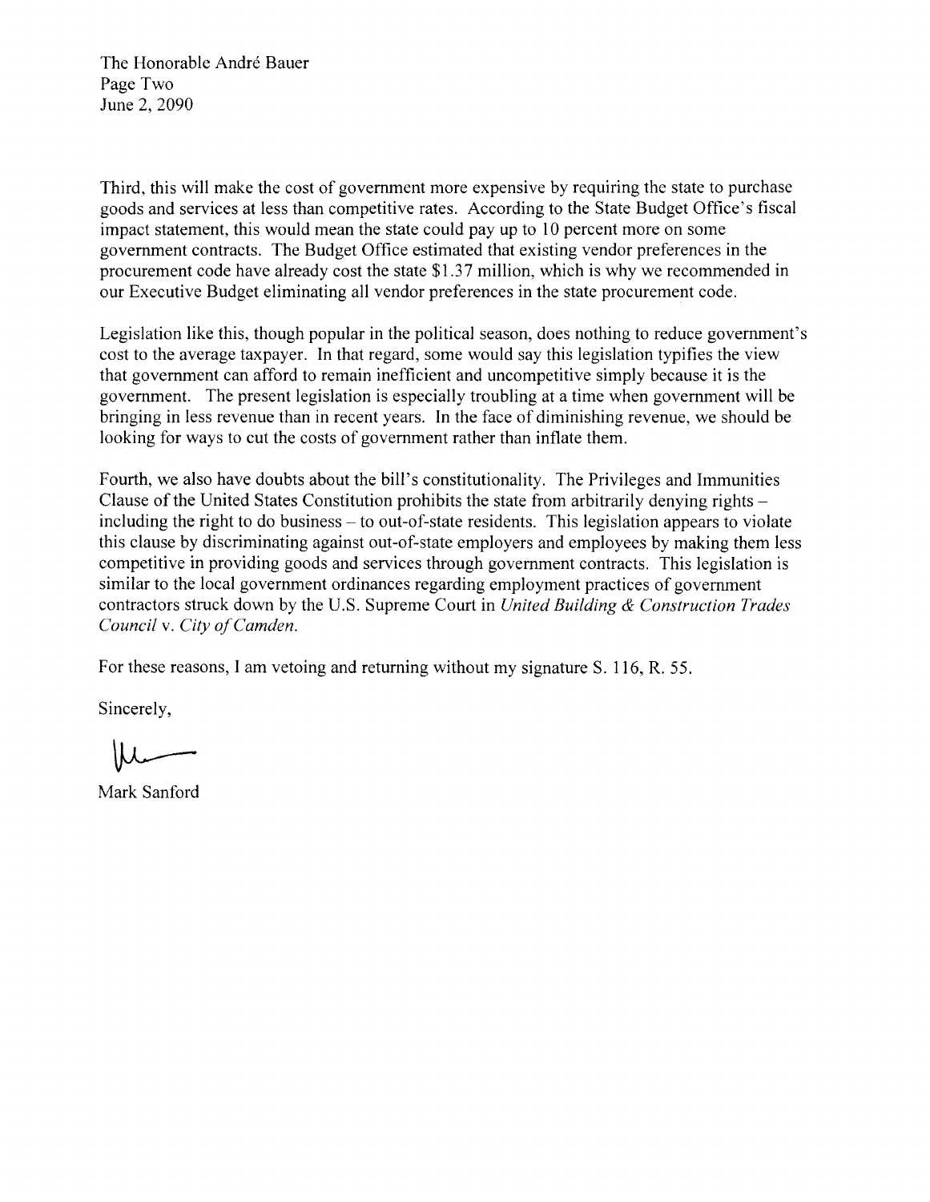Third, this will make the cost of government more expensive by requiring the state to purchase goods and services at less than competitive rates. According to the State Budget Office's fiscal impact statement, this would mean the state could pay up to 10 percent more on some government contracts. The Budget Office estimated that existing vendor preferences in the procurement code have already cost the state $1.37 million, which is why we recommended in our Executive Budget eliminating all vendor preferences in the state procurement code.

Legislation like this, though popular in the political season, does nothing to reduce government's cost to the average taxpayer. In that regard, some would say this legislation typifies the view that government can afford to remain inefficient and uncompetitive simply because it is the government. The present legislation is especially troubling at a time when government will be bringing in less revenue than in recent years. In the face of diminishing revenue, we should be looking for ways to cut the costs of government rather than inflate them.

Fourth, we also have doubts about the bill's constitutionality. The Privileges and Immunities Clause of the United States Constitution prohibits the state from arbitrarily denying rights – including the right to do business – to out-of-state residents. This legislation appears to violate this clause by discriminating against out-of-state employers and employees by making them less competitive in providing goods and services through government contracts. This legislation is similar to the local government ordinances regarding employment practices of government contractors struck down by the U.S. Supreme Court in *United Building & Construction Trades Council* v. *City of Camden.*

For these reasons, I am vetoing and returning without my signature S. 116, R. 55.

Sincerely,

Mark Sanford